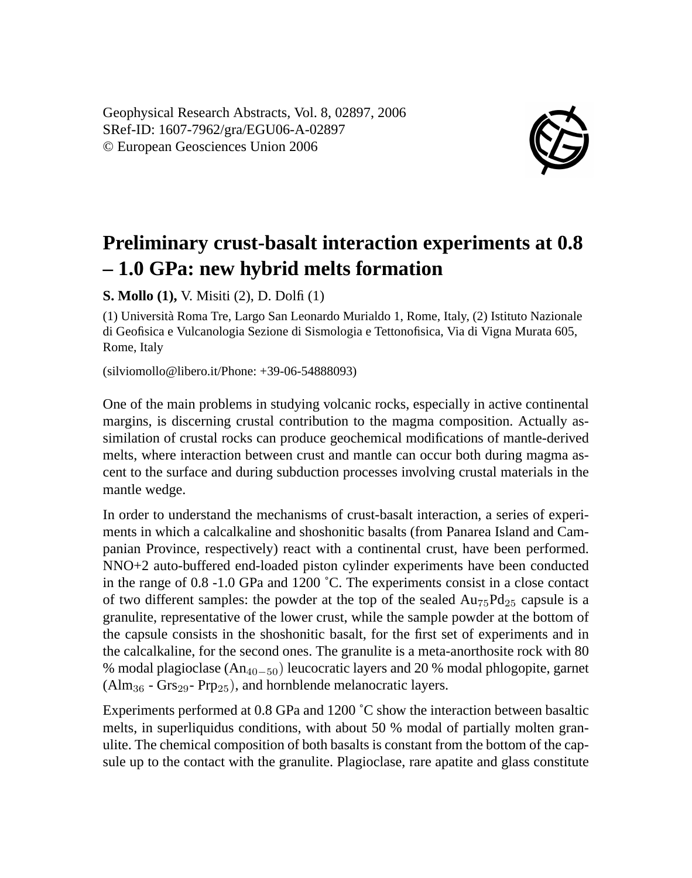Geophysical Research Abstracts, Vol. 8, 02897, 2006
SRef-ID: 1607-7962/gra/EGU06-A-02897
© European Geosciences Union 2006

# Preliminary crust-basalt interaction experiments at 0.8 – 1.0 GPa: new hybrid melts formation

**S. Mollo (1),** V. Misiti (2), D. Dolfi (1)

(1) Università Roma Tre, Largo San Leonardo Murialdo 1, Rome, Italy, (2) Istituto Nazionale di Geofisica e Vulcanologia Sezione di Sismologia e Tettonofisica, Via di Vigna Murata 605, Rome, Italy

(silviomollo@libero.it/Phone: +39-06-54888093)

One of the main problems in studying volcanic rocks, especially in active continental margins, is discerning crustal contribution to the magma composition. Actually assimilation of crustal rocks can produce geochemical modifications of mantle-derived melts, where interaction between crust and mantle can occur both during magma ascent to the surface and during subduction processes involving crustal materials in the mantle wedge.

In order to understand the mechanisms of crust-basalt interaction, a series of experiments in which a calcalkaline and shoshonitic basalts (from Panarea Island and Campanian Province, respectively) react with a continental crust, have been performed. NNO+2 auto-buffered end-loaded piston cylinder experiments have been conducted in the range of 0.8 -1.0 GPa and 1200 ˚C. The experiments consist in a close contact of two different samples: the powder at the top of the sealed $Au_{75}Pd_{25}$ capsule is a granulite, representative of the lower crust, while the sample powder at the bottom of the capsule consists in the shoshonitic basalt, for the first set of experiments and in the calcalkaline, for the second ones. The granulite is a meta-anorthosite rock with 80 % modal plagioclase ($An_{40-50}$) leucocratic layers and 20 % modal phlogopite, garnet ($Alm_{36}$ - $Grs_{29}$- $Prp_{25}$), and hornblende melanocratic layers.

Experiments performed at 0.8 GPa and 1200 ˚C show the interaction between basaltic melts, in superliquidus conditions, with about 50 % modal of partially molten granulite. The chemical composition of both basalts is constant from the bottom of the capsule up to the contact with the granulite. Plagioclase, rare apatite and glass constitute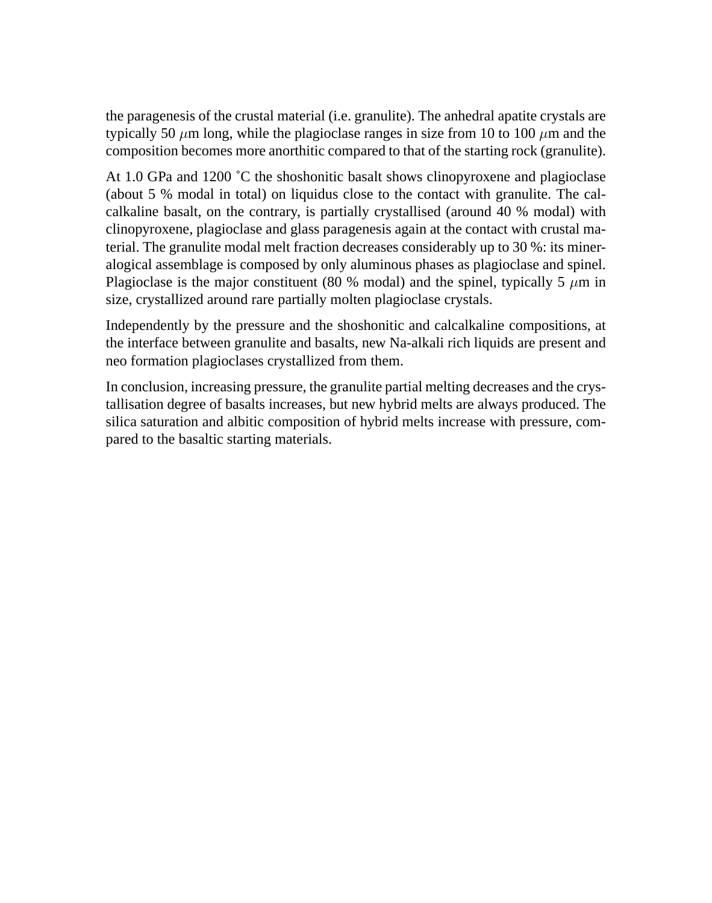the paragenesis of the crustal material (i.e. granulite). The anhedral apatite crystals are typically 50 $\mu$m long, while the plagioclase ranges in size from 10 to 100 $\mu$m and the composition becomes more anorthitic compared to that of the starting rock (granulite).

At 1.0 GPa and 1200 ˚C the shoshonitic basalt shows clinopyroxene and plagioclase (about 5 % modal in total) on liquidus close to the contact with granulite. The calcalkaline basalt, on the contrary, is partially crystallised (around 40 % modal) with clinopyroxene, plagioclase and glass paragenesis again at the contact with crustal material. The granulite modal melt fraction decreases considerably up to 30 %: its mineralogical assemblage is composed by only aluminous phases as plagioclase and spinel. Plagioclase is the major constituent (80 % modal) and the spinel, typically 5 $\mu$m in size, crystallized around rare partially molten plagioclase crystals.

Independently by the pressure and the shoshonitic and calcalkaline compositions, at the interface between granulite and basalts, new Na-alkali rich liquids are present and neo formation plagioclases crystallized from them.

In conclusion, increasing pressure, the granulite partial melting decreases and the crystallisation degree of basalts increases, but new hybrid melts are always produced. The silica saturation and albitic composition of hybrid melts increase with pressure, compared to the basaltic starting materials.